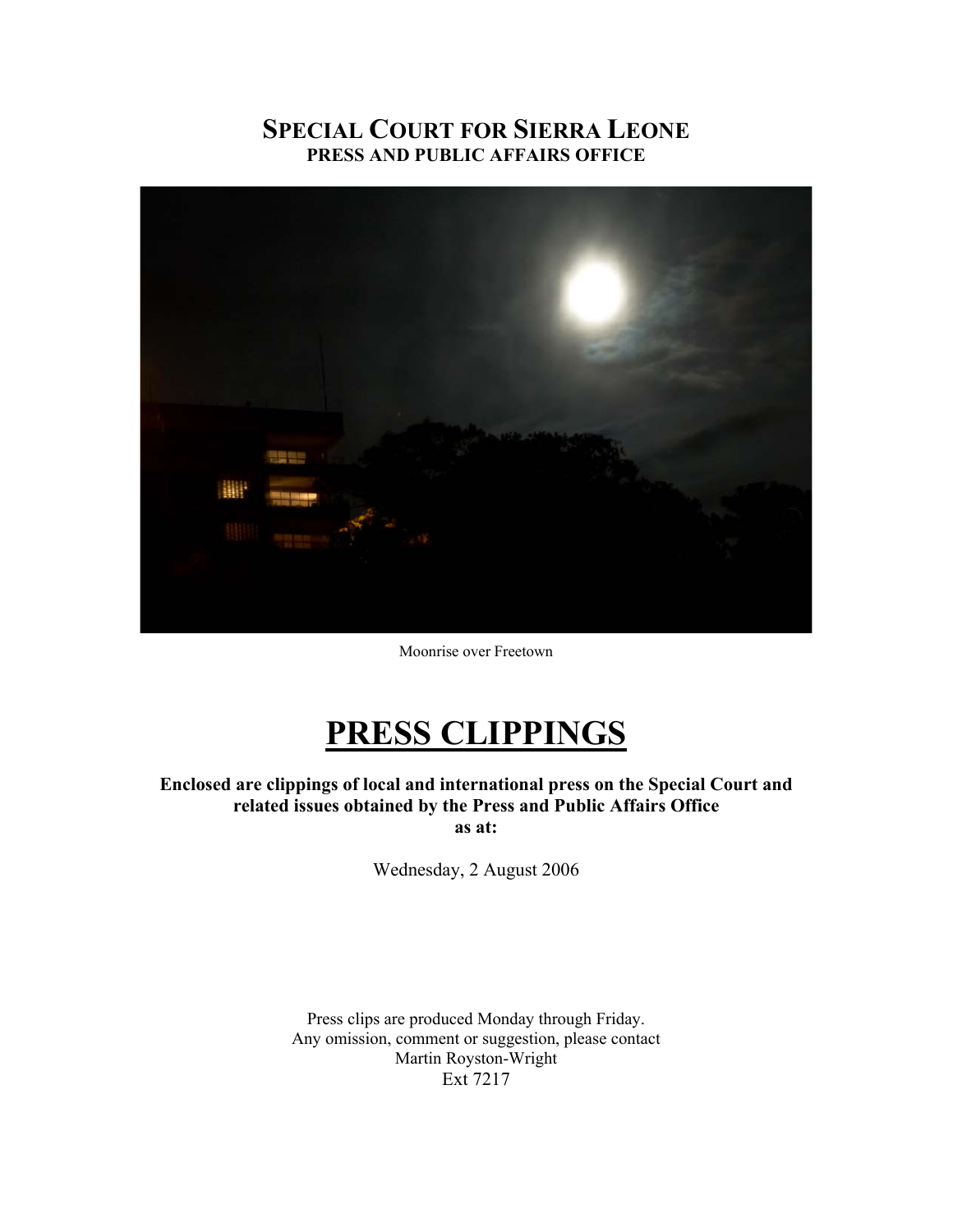# SPECIAL COURT FOR SIERRA LEONE

## PRESS AND PUBLIC AFFAIRS OFFICE

Moonrise over Freetown

# PRESS CLIPPINGS

**Enclosed are clippings of local and international press on the Special Court and related issues obtained by the Press and Public Affairs Office as at:**

Wednesday, 2 August 2006

Press clips are produced Monday through Friday.
Any omission, comment or suggestion, please contact
Martin Royston-Wright
Ext 7217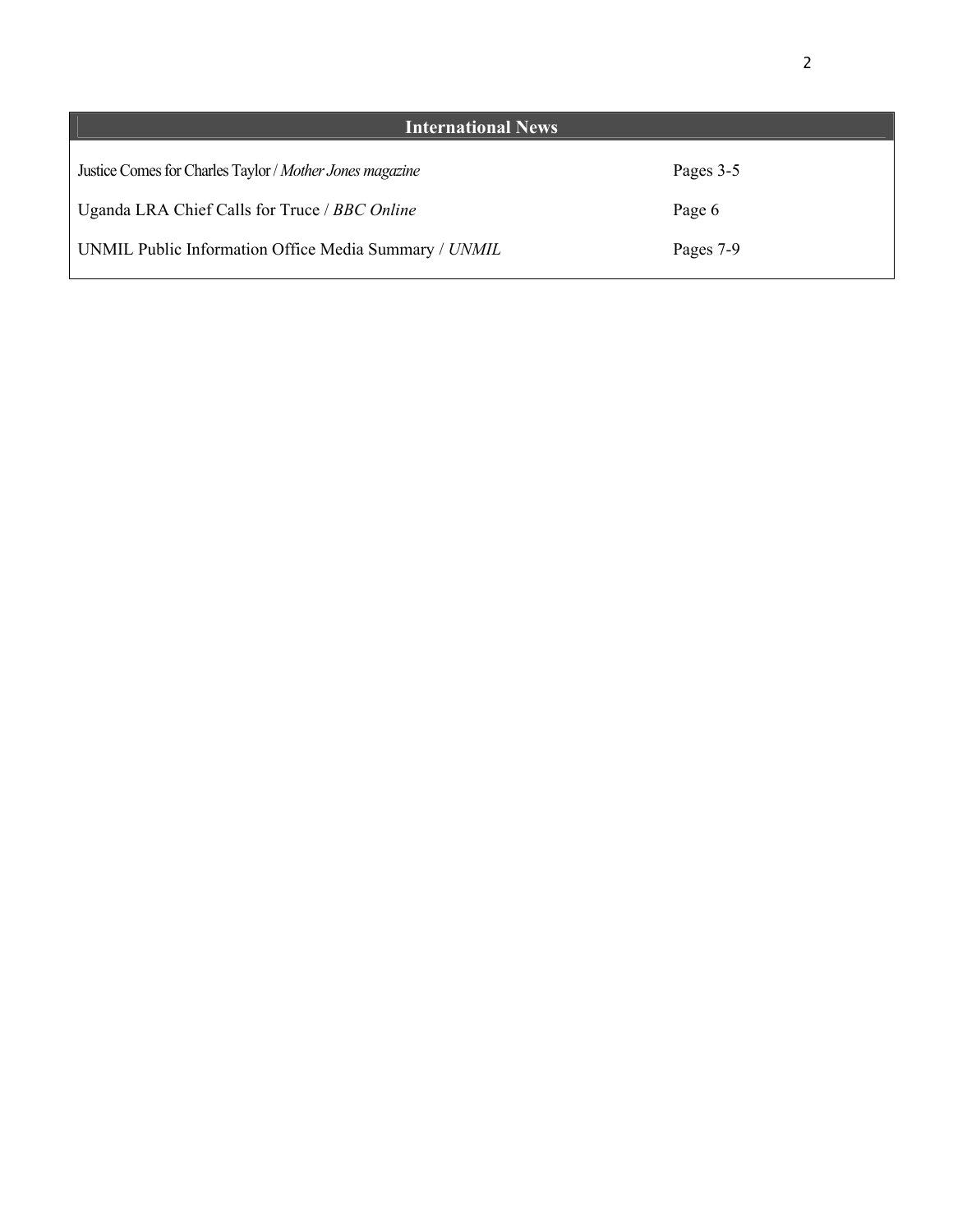## International News

| | |
|---|---|
| Justice Comes for Charles Taylor / *Mother Jones magazine* | Pages 3-5 |
| Uganda LRA Chief Calls for Truce / *BBC Online* | Page 6 |
| UNMIL Public Information Office Media Summary / *UNMIL* | Pages 7-9 |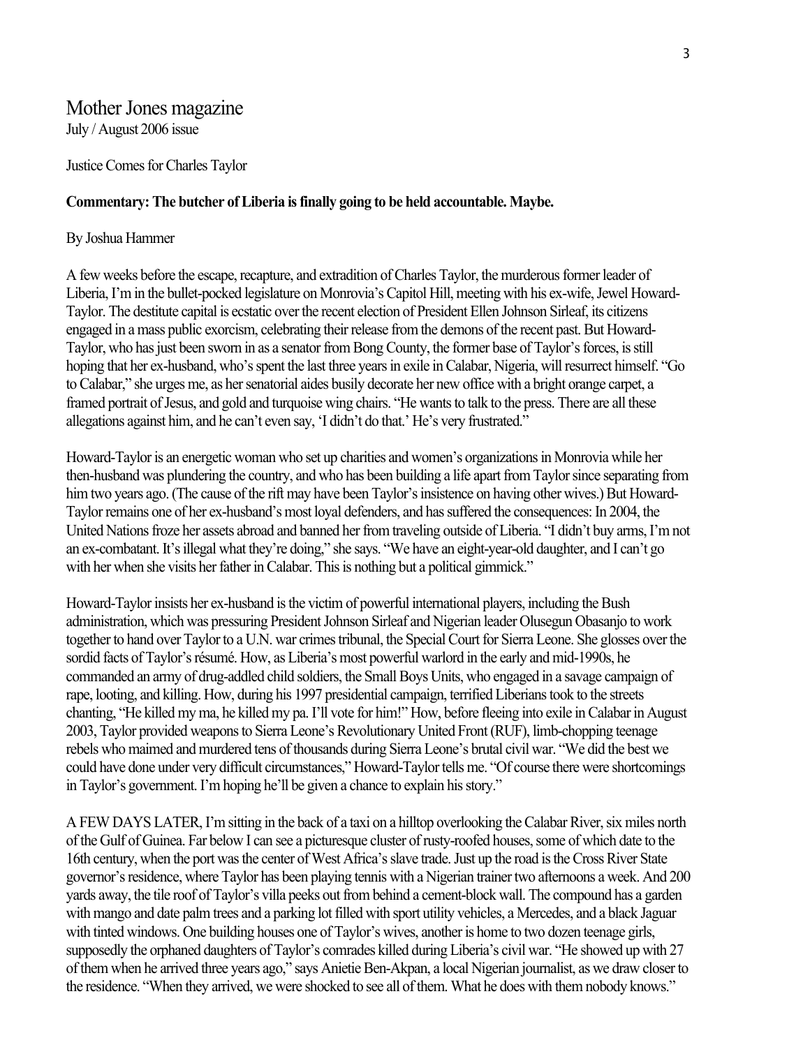# Mother Jones magazine

July / August 2006 issue

Justice Comes for Charles Taylor

**Commentary: The butcher of Liberia is finally going to be held accountable. Maybe.**

By Joshua Hammer

A few weeks before the escape, recapture, and extradition of Charles Taylor, the murderous former leader of Liberia, I'm in the bullet-pocked legislature on Monrovia's Capitol Hill, meeting with his ex-wife, Jewel Howard-Taylor. The destitute capital is ecstatic over the recent election of President Ellen Johnson Sirleaf, its citizens engaged in a mass public exorcism, celebrating their release from the demons of the recent past. But Howard-Taylor, who has just been sworn in as a senator from Bong County, the former base of Taylor's forces, is still hoping that her ex-husband, who's spent the last three years in exile in Calabar, Nigeria, will resurrect himself. "Go to Calabar," she urges me, as her senatorial aides busily decorate her new office with a bright orange carpet, a framed portrait of Jesus, and gold and turquoise wing chairs. "He wants to talk to the press. There are all these allegations against him, and he can't even say, 'I didn't do that.' He's very frustrated."

Howard-Taylor is an energetic woman who set up charities and women's organizations in Monrovia while her then-husband was plundering the country, and who has been building a life apart from Taylor since separating from him two years ago. (The cause of the rift may have been Taylor's insistence on having other wives.) But Howard-Taylor remains one of her ex-husband's most loyal defenders, and has suffered the consequences: In 2004, the United Nations froze her assets abroad and banned her from traveling outside of Liberia. "I didn't buy arms, I'm not an ex-combatant. It's illegal what they're doing," she says. "We have an eight-year-old daughter, and I can't go with her when she visits her father in Calabar. This is nothing but a political gimmick."

Howard-Taylor insists her ex-husband is the victim of powerful international players, including the Bush administration, which was pressuring President Johnson Sirleaf and Nigerian leader Olusegun Obasanjo to work together to hand over Taylor to a U.N. war crimes tribunal, the Special Court for Sierra Leone. She glosses over the sordid facts of Taylor's résumé. How, as Liberia's most powerful warlord in the early and mid-1990s, he commanded an army of drug-addled child soldiers, the Small Boys Units, who engaged in a savage campaign of rape, looting, and killing. How, during his 1997 presidential campaign, terrified Liberians took to the streets chanting, "He killed my ma, he killed my pa. I'll vote for him!" How, before fleeing into exile in Calabar in August 2003, Taylor provided weapons to Sierra Leone's Revolutionary United Front (RUF), limb-chopping teenage rebels who maimed and murdered tens of thousands during Sierra Leone's brutal civil war. "We did the best we could have done under very difficult circumstances," Howard-Taylor tells me. "Of course there were shortcomings in Taylor's government. I'm hoping he'll be given a chance to explain his story."

A FEW DAYS LATER, I'm sitting in the back of a taxi on a hilltop overlooking the Calabar River, six miles north of the Gulf of Guinea. Far below I can see a picturesque cluster of rusty-roofed houses, some of which date to the 16th century, when the port was the center of West Africa's slave trade. Just up the road is the Cross River State governor's residence, where Taylor has been playing tennis with a Nigerian trainer two afternoons a week. And 200 yards away, the tile roof of Taylor's villa peeks out from behind a cement-block wall. The compound has a garden with mango and date palm trees and a parking lot filled with sport utility vehicles, a Mercedes, and a black Jaguar with tinted windows. One building houses one of Taylor's wives, another is home to two dozen teenage girls, supposedly the orphaned daughters of Taylor's comrades killed during Liberia's civil war. "He showed up with 27 of them when he arrived three years ago," says Anietie Ben-Akpan, a local Nigerian journalist, as we draw closer to the residence. "When they arrived, we were shocked to see all of them. What he does with them nobody knows."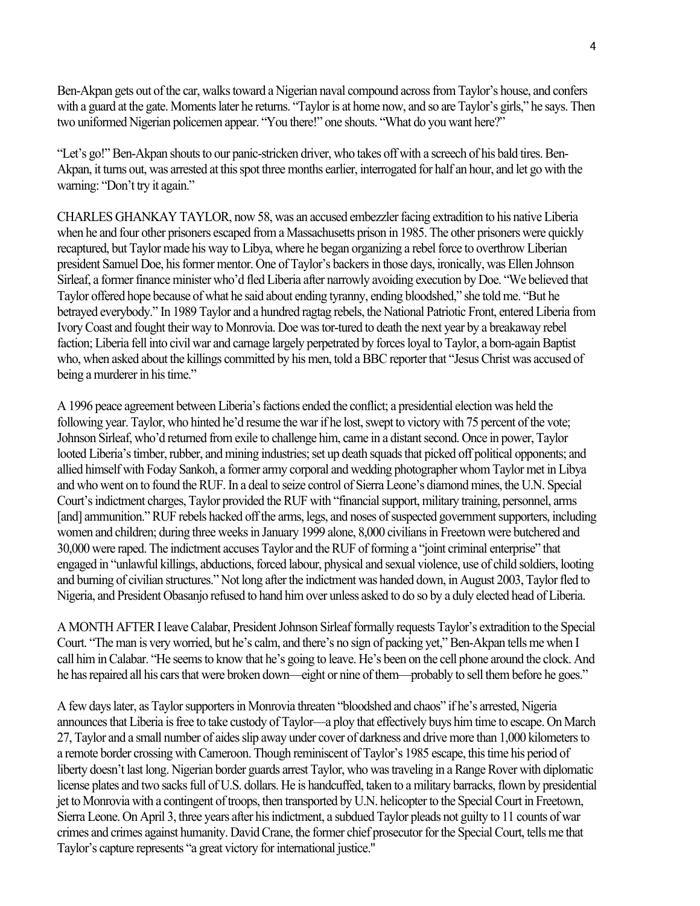Ben-Akpan gets out of the car, walks toward a Nigerian naval compound across from Taylor's house, and confers with a guard at the gate. Moments later he returns. "Taylor is at home now, and so are Taylor's girls," he says. Then two uniformed Nigerian policemen appear. "You there!" one shouts. "What do you want here?"

"Let's go!" Ben-Akpan shouts to our panic-stricken driver, who takes off with a screech of his bald tires. Ben-Akpan, it turns out, was arrested at this spot three months earlier, interrogated for half an hour, and let go with the warning: "Don't try it again."

CHARLES GHANKAY TAYLOR, now 58, was an accused embezzler facing extradition to his native Liberia when he and four other prisoners escaped from a Massachusetts prison in 1985. The other prisoners were quickly recaptured, but Taylor made his way to Libya, where he began organizing a rebel force to overthrow Liberian president Samuel Doe, his former mentor. One of Taylor's backers in those days, ironically, was Ellen Johnson Sirleaf, a former finance minister who'd fled Liberia after narrowly avoiding execution by Doe. "We believed that Taylor offered hope because of what he said about ending tyranny, ending bloodshed," she told me. "But he betrayed everybody." In 1989 Taylor and a hundred ragtag rebels, the National Patriotic Front, entered Liberia from Ivory Coast and fought their way to Monrovia. Doe was tor-tured to death the next year by a breakaway rebel faction; Liberia fell into civil war and carnage largely perpetrated by forces loyal to Taylor, a born-again Baptist who, when asked about the killings committed by his men, told a BBC reporter that "Jesus Christ was accused of being a murderer in his time."

A 1996 peace agreement between Liberia's factions ended the conflict; a presidential election was held the following year. Taylor, who hinted he'd resume the war if he lost, swept to victory with 75 percent of the vote; Johnson Sirleaf, who'd returned from exile to challenge him, came in a distant second. Once in power, Taylor looted Liberia's timber, rubber, and mining industries; set up death squads that picked off political opponents; and allied himself with Foday Sankoh, a former army corporal and wedding photographer whom Taylor met in Libya and who went on to found the RUF. In a deal to seize control of Sierra Leone's diamond mines, the U.N. Special Court's indictment charges, Taylor provided the RUF with "financial support, military training, personnel, arms [and] ammunition." RUF rebels hacked off the arms, legs, and noses of suspected government supporters, including women and children; during three weeks in January 1999 alone, 8,000 civilians in Freetown were butchered and 30,000 were raped. The indictment accuses Taylor and the RUF of forming a "joint criminal enterprise" that engaged in "unlawful killings, abductions, forced labour, physical and sexual violence, use of child soldiers, looting and burning of civilian structures." Not long after the indictment was handed down, in August 2003, Taylor fled to Nigeria, and President Obasanjo refused to hand him over unless asked to do so by a duly elected head of Liberia.

A MONTH AFTER I leave Calabar, President Johnson Sirleaf formally requests Taylor's extradition to the Special Court. "The man is very worried, but he's calm, and there's no sign of packing yet," Ben-Akpan tells me when I call him in Calabar. "He seems to know that he's going to leave. He's been on the cell phone around the clock. And he has repaired all his cars that were broken down—eight or nine of them—probably to sell them before he goes."

A few days later, as Taylor supporters in Monrovia threaten "bloodshed and chaos" if he's arrested, Nigeria announces that Liberia is free to take custody of Taylor—a ploy that effectively buys him time to escape. On March 27, Taylor and a small number of aides slip away under cover of darkness and drive more than 1,000 kilometers to a remote border crossing with Cameroon. Though reminiscent of Taylor's 1985 escape, this time his period of liberty doesn't last long. Nigerian border guards arrest Taylor, who was traveling in a Range Rover with diplomatic license plates and two sacks full of U.S. dollars. He is handcuffed, taken to a military barracks, flown by presidential jet to Monrovia with a contingent of troops, then transported by U.N. helicopter to the Special Court in Freetown, Sierra Leone. On April 3, three years after his indictment, a subdued Taylor pleads not guilty to 11 counts of war crimes and crimes against humanity. David Crane, the former chief prosecutor for the Special Court, tells me that Taylor's capture represents "a great victory for international justice."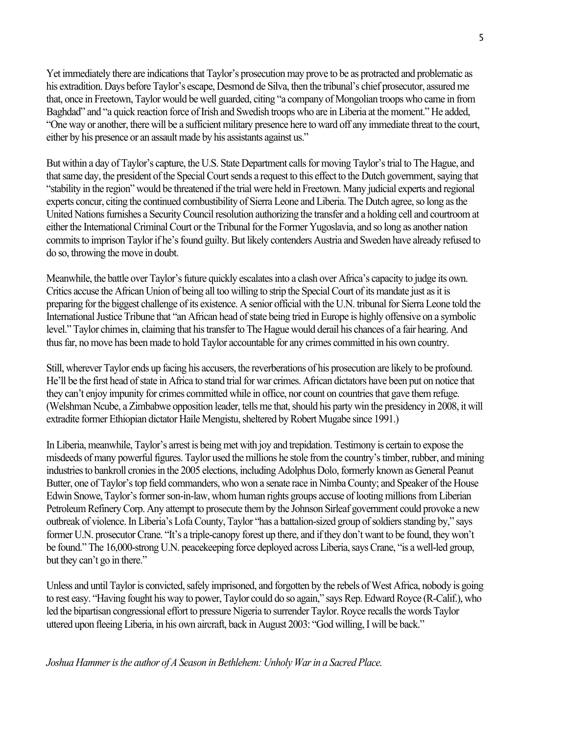Yet immediately there are indications that Taylor's prosecution may prove to be as protracted and problematic as his extradition. Days before Taylor's escape, Desmond de Silva, then the tribunal's chief prosecutor, assured me that, once in Freetown, Taylor would be well guarded, citing "a company of Mongolian troops who came in from Baghdad" and "a quick reaction force of Irish and Swedish troops who are in Liberia at the moment." He added, "One way or another, there will be a sufficient military presence here to ward off any immediate threat to the court, either by his presence or an assault made by his assistants against us."

But within a day of Taylor's capture, the U.S. State Department calls for moving Taylor's trial to The Hague, and that same day, the president of the Special Court sends a request to this effect to the Dutch government, saying that "stability in the region" would be threatened if the trial were held in Freetown. Many judicial experts and regional experts concur, citing the continued combustibility of Sierra Leone and Liberia. The Dutch agree, so long as the United Nations furnishes a Security Council resolution authorizing the transfer and a holding cell and courtroom at either the International Criminal Court or the Tribunal for the Former Yugoslavia, and so long as another nation commits to imprison Taylor if he's found guilty. But likely contenders Austria and Sweden have already refused to do so, throwing the move in doubt.

Meanwhile, the battle over Taylor's future quickly escalates into a clash over Africa's capacity to judge its own. Critics accuse the African Union of being all too willing to strip the Special Court of its mandate just as it is preparing for the biggest challenge of its existence. A senior official with the U.N. tribunal for Sierra Leone told the International Justice Tribune that "an African head of state being tried in Europe is highly offensive on a symbolic level." Taylor chimes in, claiming that his transfer to The Hague would derail his chances of a fair hearing. And thus far, no move has been made to hold Taylor accountable for any crimes committed in his own country.

Still, wherever Taylor ends up facing his accusers, the reverberations of his prosecution are likely to be profound. He'll be the first head of state in Africa to stand trial for war crimes. African dictators have been put on notice that they can't enjoy impunity for crimes committed while in office, nor count on countries that gave them refuge. (Welshman Ncube, a Zimbabwe opposition leader, tells me that, should his party win the presidency in 2008, it will extradite former Ethiopian dictator Haile Mengistu, sheltered by Robert Mugabe since 1991.)

In Liberia, meanwhile, Taylor's arrest is being met with joy and trepidation. Testimony is certain to expose the misdeeds of many powerful figures. Taylor used the millions he stole from the country's timber, rubber, and mining industries to bankroll cronies in the 2005 elections, including Adolphus Dolo, formerly known as General Peanut Butter, one of Taylor's top field commanders, who won a senate race in Nimba County; and Speaker of the House Edwin Snowe, Taylor's former son-in-law, whom human rights groups accuse of looting millions from Liberian Petroleum Refinery Corp. Any attempt to prosecute them by the Johnson Sirleaf government could provoke a new outbreak of violence. In Liberia's Lofa County, Taylor "has a battalion-sized group of soldiers standing by," says former U.N. prosecutor Crane. "It's a triple-canopy forest up there, and if they don't want to be found, they won't be found." The 16,000-strong U.N. peacekeeping force deployed across Liberia, says Crane, "is a well-led group, but they can't go in there."

Unless and until Taylor is convicted, safely imprisoned, and forgotten by the rebels of West Africa, nobody is going to rest easy. "Having fought his way to power, Taylor could do so again," says Rep. Edward Royce (R-Calif.), who led the bipartisan congressional effort to pressure Nigeria to surrender Taylor. Royce recalls the words Taylor uttered upon fleeing Liberia, in his own aircraft, back in August 2003: "God willing, I will be back."

*Joshua Hammer is the author of A Season in Bethlehem: Unholy War in a Sacred Place.*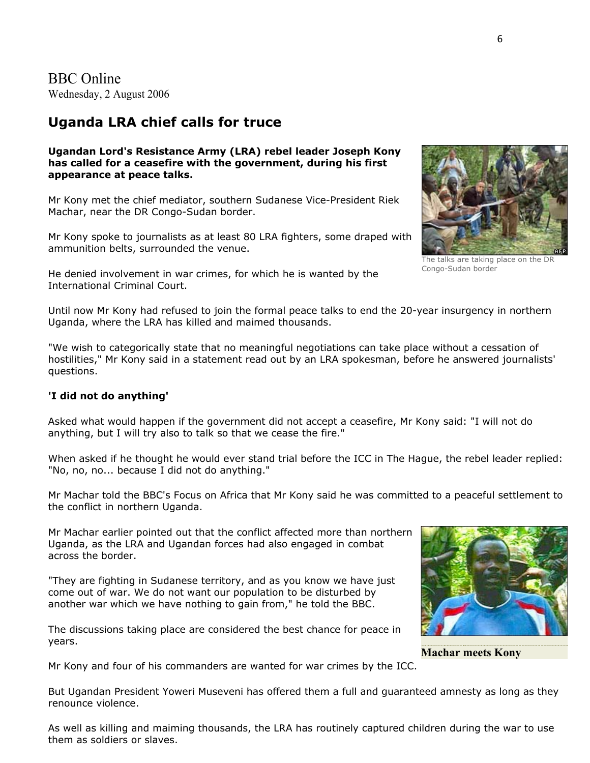BBC Online
Wednesday, 2 August 2006

## Uganda LRA chief calls for truce

**Ugandan Lord's Resistance Army (LRA) rebel leader Joseph Kony has called for a ceasefire with the government, during his first appearance at peace talks.**

Mr Kony met the chief mediator, southern Sudanese Vice-President Riek Machar, near the DR Congo-Sudan border.

The talks are taking place on the DR Congo-Sudan border

Mr Kony spoke to journalists as at least 80 LRA fighters, some draped with ammunition belts, surrounded the venue.

He denied involvement in war crimes, for which he is wanted by the International Criminal Court.

Until now Mr Kony had refused to join the formal peace talks to end the 20-year insurgency in northern Uganda, where the LRA has killed and maimed thousands.

"We wish to categorically state that no meaningful negotiations can take place without a cessation of hostilities," Mr Kony said in a statement read out by an LRA spokesman, before he answered journalists' questions.

**'I did not do anything'**

Asked what would happen if the government did not accept a ceasefire, Mr Kony said: "I will not do anything, but I will try also to talk so that we cease the fire."

When asked if he thought he would ever stand trial before the ICC in The Hague, the rebel leader replied: "No, no, no... because I did not do anything."

Mr Machar told the BBC's Focus on Africa that Mr Kony said he was committed to a peaceful settlement to the conflict in northern Uganda.

Mr Machar earlier pointed out that the conflict affected more than northern Uganda, as the LRA and Ugandan forces had also engaged in combat across the border.

"They are fighting in Sudanese territory, and as you know we have just come out of war. We do not want our population to be disturbed by another war which we have nothing to gain from," he told the BBC.

**Machar meets Kony**

The discussions taking place are considered the best chance for peace in years.

Mr Kony and four of his commanders are wanted for war crimes by the ICC.

But Ugandan President Yoweri Museveni has offered them a full and guaranteed amnesty as long as they renounce violence.

As well as killing and maiming thousands, the LRA has routinely captured children during the war to use them as soldiers or slaves.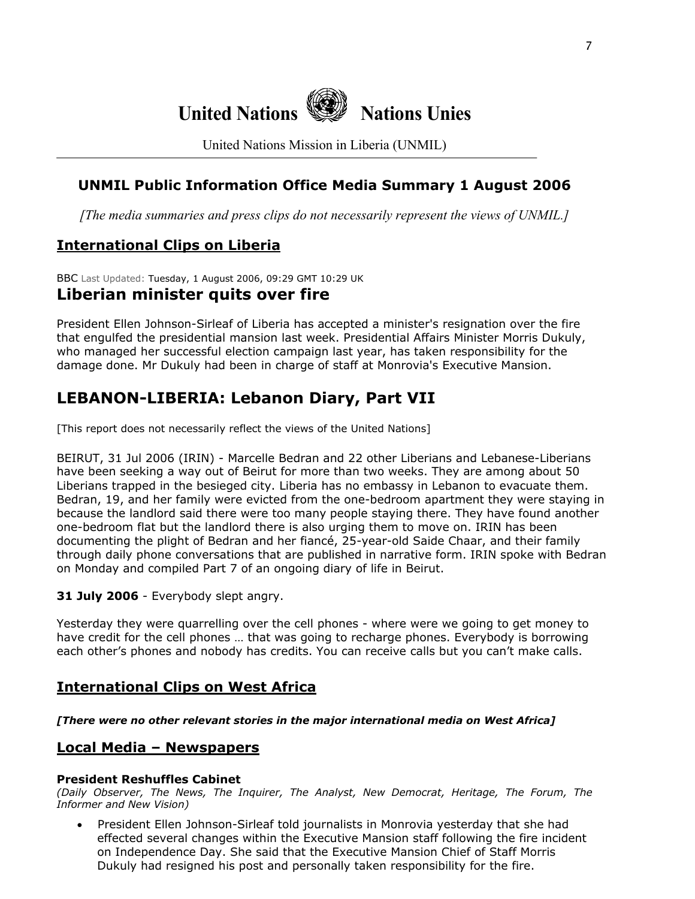# United Nations Nations Unies

United Nations Mission in Liberia (UNMIL)

## UNMIL Public Information Office Media Summary 1 August 2006

*[The media summaries and press clips do not necessarily represent the views of UNMIL.]*

## International Clips on Liberia

BBC Last Updated: Tuesday, 1 August 2006, 09:29 GMT 10:29 UK

### Liberian minister quits over fire

President Ellen Johnson-Sirleaf of Liberia has accepted a minister's resignation over the fire that engulfed the presidential mansion last week. Presidential Affairs Minister Morris Dukuly, who managed her successful election campaign last year, has taken responsibility for the damage done. Mr Dukuly had been in charge of staff at Monrovia's Executive Mansion.

## LEBANON-LIBERIA: Lebanon Diary, Part VII

[This report does not necessarily reflect the views of the United Nations]

BEIRUT, 31 Jul 2006 (IRIN) - Marcelle Bedran and 22 other Liberians and Lebanese-Liberians have been seeking a way out of Beirut for more than two weeks. They are among about 50 Liberians trapped in the besieged city. Liberia has no embassy in Lebanon to evacuate them. Bedran, 19, and her family were evicted from the one-bedroom apartment they were staying in because the landlord said there were too many people staying there. They have found another one-bedroom flat but the landlord there is also urging them to move on. IRIN has been documenting the plight of Bedran and her fiancé, 25-year-old Saide Chaar, and their family through daily phone conversations that are published in narrative form. IRIN spoke with Bedran on Monday and compiled Part 7 of an ongoing diary of life in Beirut.

**31 July 2006** - Everybody slept angry.

Yesterday they were quarrelling over the cell phones - where were we going to get money to have credit for the cell phones … that was going to recharge phones. Everybody is borrowing each other's phones and nobody has credits. You can receive calls but you can't make calls.

## International Clips on West Africa

***[There were no other relevant stories in the major international media on West Africa]***

## Local Media – Newspapers

**President Reshuffles Cabinet**
*(Daily Observer, The News, The Inquirer, The Analyst, New Democrat, Heritage, The Forum, The Informer and New Vision)*

- President Ellen Johnson-Sirleaf told journalists in Monrovia yesterday that she had effected several changes within the Executive Mansion staff following the fire incident on Independence Day. She said that the Executive Mansion Chief of Staff Morris Dukuly had resigned his post and personally taken responsibility for the fire.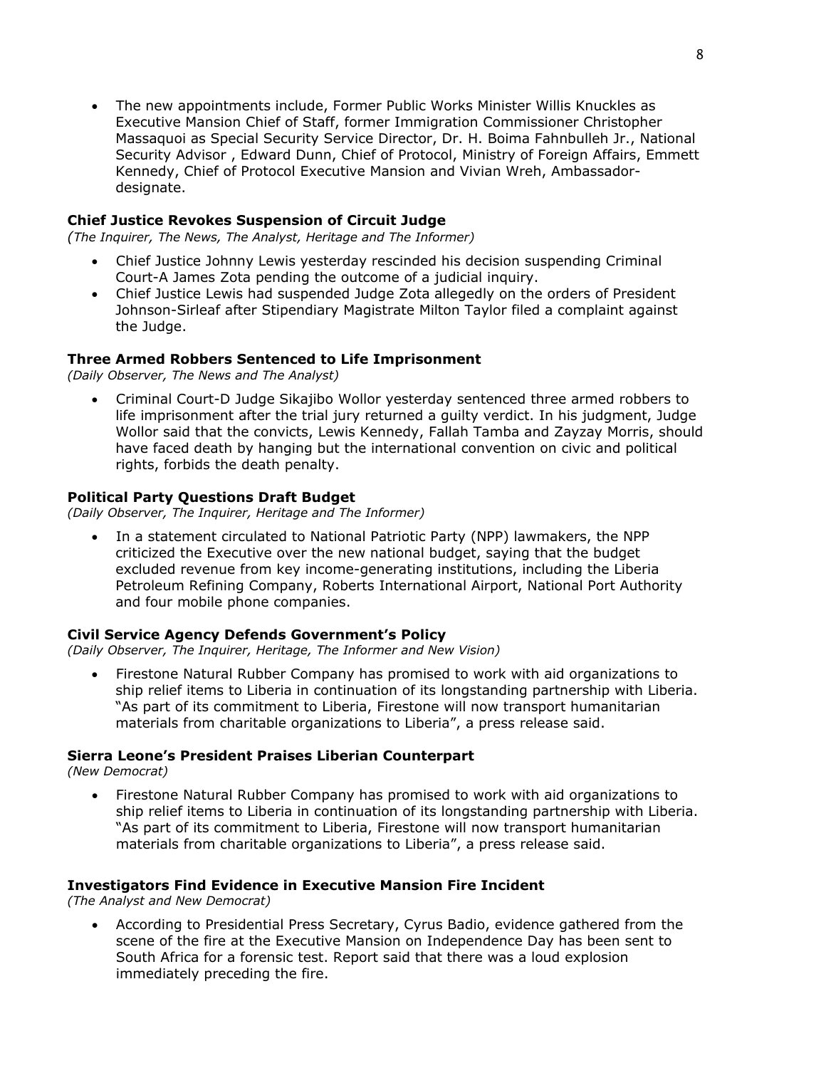- The new appointments include, Former Public Works Minister Willis Knuckles as Executive Mansion Chief of Staff, former Immigration Commissioner Christopher Massaquoi as Special Security Service Director, Dr. H. Boima Fahnbulleh Jr., National Security Advisor , Edward Dunn, Chief of Protocol, Ministry of Foreign Affairs, Emmett Kennedy, Chief of Protocol Executive Mansion and Vivian Wreh, Ambassador-designate.

**Chief Justice Revokes Suspension of Circuit Judge**

*(The Inquirer, The News, The Analyst, Heritage and The Informer)*

- Chief Justice Johnny Lewis yesterday rescinded his decision suspending Criminal Court-A James Zota pending the outcome of a judicial inquiry.
- Chief Justice Lewis had suspended Judge Zota allegedly on the orders of President Johnson-Sirleaf after Stipendiary Magistrate Milton Taylor filed a complaint against the Judge.

**Three Armed Robbers Sentenced to Life Imprisonment**

*(Daily Observer, The News and The Analyst)*

- Criminal Court-D Judge Sikajibo Wollor yesterday sentenced three armed robbers to life imprisonment after the trial jury returned a guilty verdict. In his judgment, Judge Wollor said that the convicts, Lewis Kennedy, Fallah Tamba and Zayzay Morris, should have faced death by hanging but the international convention on civic and political rights, forbids the death penalty.

**Political Party Questions Draft Budget**

*(Daily Observer, The Inquirer, Heritage and The Informer)*

- In a statement circulated to National Patriotic Party (NPP) lawmakers, the NPP criticized the Executive over the new national budget, saying that the budget excluded revenue from key income-generating institutions, including the Liberia Petroleum Refining Company, Roberts International Airport, National Port Authority and four mobile phone companies.

**Civil Service Agency Defends Government's Policy**

*(Daily Observer, The Inquirer, Heritage, The Informer and New Vision)*

- Firestone Natural Rubber Company has promised to work with aid organizations to ship relief items to Liberia in continuation of its longstanding partnership with Liberia. "As part of its commitment to Liberia, Firestone will now transport humanitarian materials from charitable organizations to Liberia", a press release said.

**Sierra Leone's President Praises Liberian Counterpart**

*(New Democrat)*

- Firestone Natural Rubber Company has promised to work with aid organizations to ship relief items to Liberia in continuation of its longstanding partnership with Liberia. "As part of its commitment to Liberia, Firestone will now transport humanitarian materials from charitable organizations to Liberia", a press release said.

**Investigators Find Evidence in Executive Mansion Fire Incident**

*(The Analyst and New Democrat)*

- According to Presidential Press Secretary, Cyrus Badio, evidence gathered from the scene of the fire at the Executive Mansion on Independence Day has been sent to South Africa for a forensic test. Report said that there was a loud explosion immediately preceding the fire.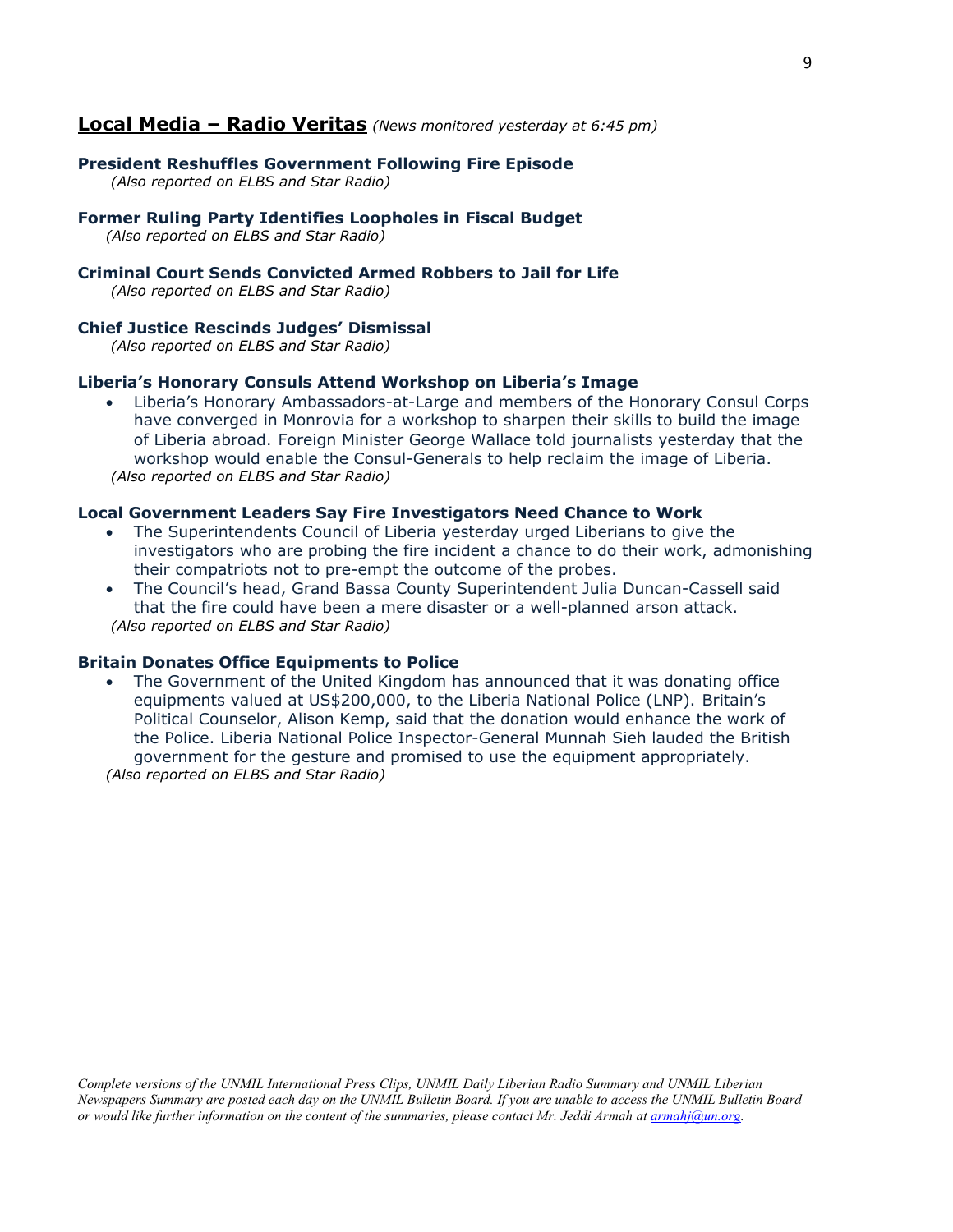## Local Media – Radio Veritas *(News monitored yesterday at 6:45 pm)*

**President Reshuffles Government Following Fire Episode**
*(Also reported on ELBS and Star Radio)*

**Former Ruling Party Identifies Loopholes in Fiscal Budget**
*(Also reported on ELBS and Star Radio)*

**Criminal Court Sends Convicted Armed Robbers to Jail for Life**
*(Also reported on ELBS and Star Radio)*

**Chief Justice Rescinds Judges' Dismissal**
*(Also reported on ELBS and Star Radio)*

**Liberia's Honorary Consuls Attend Workshop on Liberia's Image**

- Liberia's Honorary Ambassadors-at-Large and members of the Honorary Consul Corps have converged in Monrovia for a workshop to sharpen their skills to build the image of Liberia abroad. Foreign Minister George Wallace told journalists yesterday that the workshop would enable the Consul-Generals to help reclaim the image of Liberia.

*(Also reported on ELBS and Star Radio)*

**Local Government Leaders Say Fire Investigators Need Chance to Work**

- The Superintendents Council of Liberia yesterday urged Liberians to give the investigators who are probing the fire incident a chance to do their work, admonishing their compatriots not to pre-empt the outcome of the probes.
- The Council's head, Grand Bassa County Superintendent Julia Duncan-Cassell said that the fire could have been a mere disaster or a well-planned arson attack.

*(Also reported on ELBS and Star Radio)*

**Britain Donates Office Equipments to Police**

- The Government of the United Kingdom has announced that it was donating office equipments valued at US$200,000, to the Liberia National Police (LNP). Britain's Political Counselor, Alison Kemp, said that the donation would enhance the work of the Police. Liberia National Police Inspector-General Munnah Sieh lauded the British government for the gesture and promised to use the equipment appropriately.

*(Also reported on ELBS and Star Radio)*

*Complete versions of the UNMIL International Press Clips, UNMIL Daily Liberian Radio Summary and UNMIL Liberian Newspapers Summary are posted each day on the UNMIL Bulletin Board. If you are unable to access the UNMIL Bulletin Board or would like further information on the content of the summaries, please contact Mr. Jeddi Armah at armahj@un.org.*